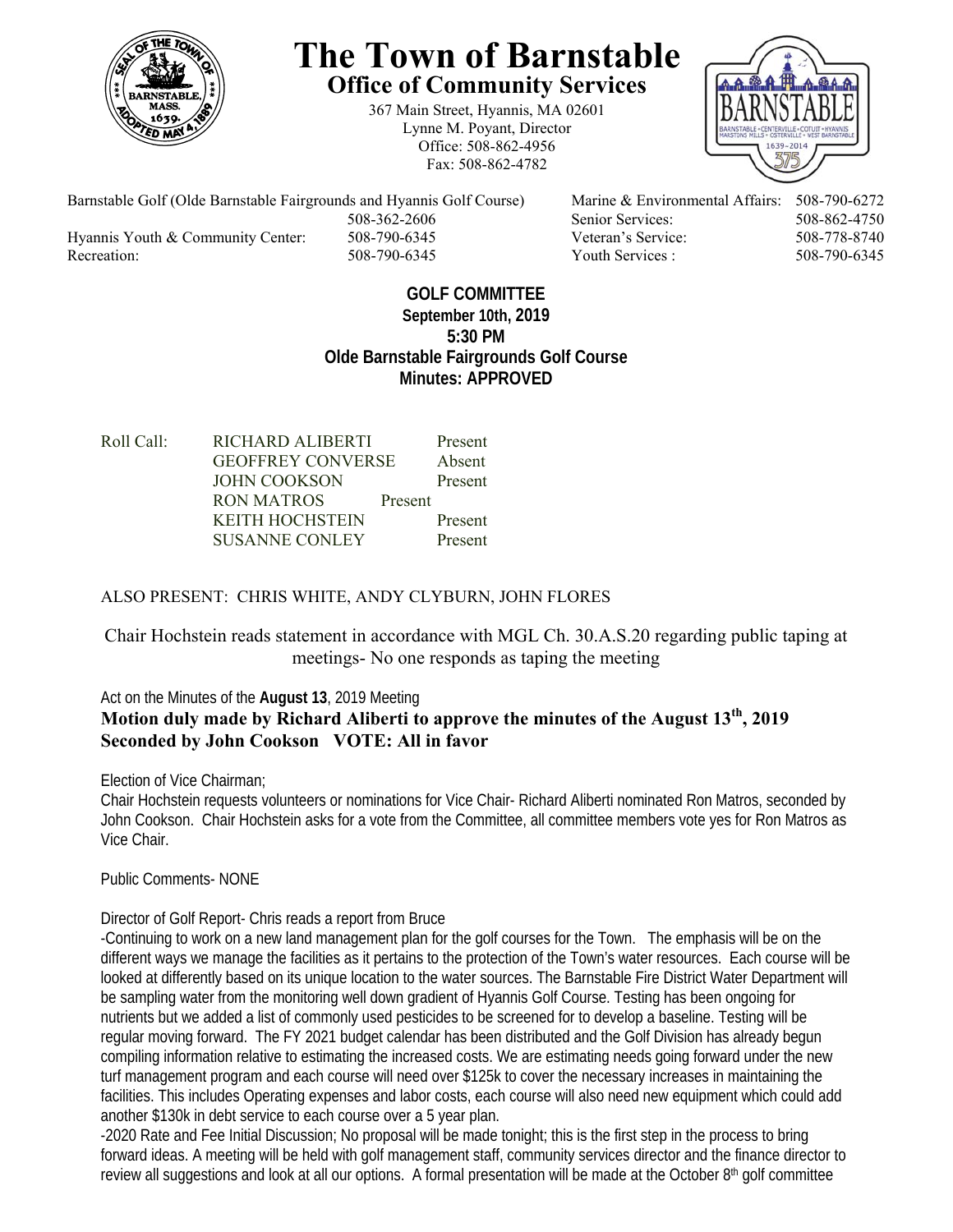# The Town of Barnstable

## Office of Community Services

367 Main Street, Hyannis, MA 02601
Lynne M. Poyant, Director
Office: 508-862-4956
Fax: 508-862-4782

| | | | |
|---|---|---|---|
| Barnstable Golf (Olde Barnstable Fairgrounds and Hyannis Golf Course) | 508-362-2606 | Marine & Environmental Affairs: | 508-790-6272 |
| | | Senior Services: | 508-862-4750 |
| Hyannis Youth & Community Center: | 508-790-6345 | Veteran's Service: | 508-778-8740 |
| Recreation: | 508-790-6345 | Youth Services : | 508-790-6345 |

**GOLF COMMITTEE**
**September 10th, 2019**
**5:30 PM**
**Olde Barnstable Fairgrounds Golf Course**
**Minutes: APPROVED**

Roll Call:

| | |
|---|---|
| RICHARD ALIBERTI | Present |
| GEOFFREY CONVERSE | Absent |
| JOHN COOKSON | Present |
| RON MATROS | Present |
| KEITH HOCHSTEIN | Present |
| SUSANNE CONLEY | Present |

ALSO PRESENT: CHRIS WHITE, ANDY CLYBURN, JOHN FLORES

Chair Hochstein reads statement in accordance with MGL Ch. 30.A.S.20 regarding public taping at meetings- No one responds as taping the meeting

Act on the Minutes of the **August 13**, 2019 Meeting

**Motion duly made by Richard Aliberti to approve the minutes of the August 13th, 2019 Seconded by John Cookson VOTE: All in favor**

Election of Vice Chairman;
Chair Hochstein requests volunteers or nominations for Vice Chair- Richard Aliberti nominated Ron Matros, seconded by John Cookson. Chair Hochstein asks for a vote from the Committee, all committee members vote yes for Ron Matros as Vice Chair.

Public Comments- NONE

Director of Golf Report- Chris reads a report from Bruce

-Continuing to work on a new land management plan for the golf courses for the Town. The emphasis will be on the different ways we manage the facilities as it pertains to the protection of the Town's water resources. Each course will be looked at differently based on its unique location to the water sources. The Barnstable Fire District Water Department will be sampling water from the monitoring well down gradient of Hyannis Golf Course. Testing has been ongoing for nutrients but we added a list of commonly used pesticides to be screened for to develop a baseline. Testing will be regular moving forward. The FY 2021 budget calendar has been distributed and the Golf Division has already begun compiling information relative to estimating the increased costs. We are estimating needs going forward under the new turf management program and each course will need over $125k to cover the necessary increases in maintaining the facilities. This includes Operating expenses and labor costs, each course will also need new equipment which could add another $130k in debt service to each course over a 5 year plan.

-2020 Rate and Fee Initial Discussion; No proposal will be made tonight; this is the first step in the process to bring forward ideas. A meeting will be held with golf management staff, community services director and the finance director to review all suggestions and look at all our options. A formal presentation will be made at the October 8th golf committee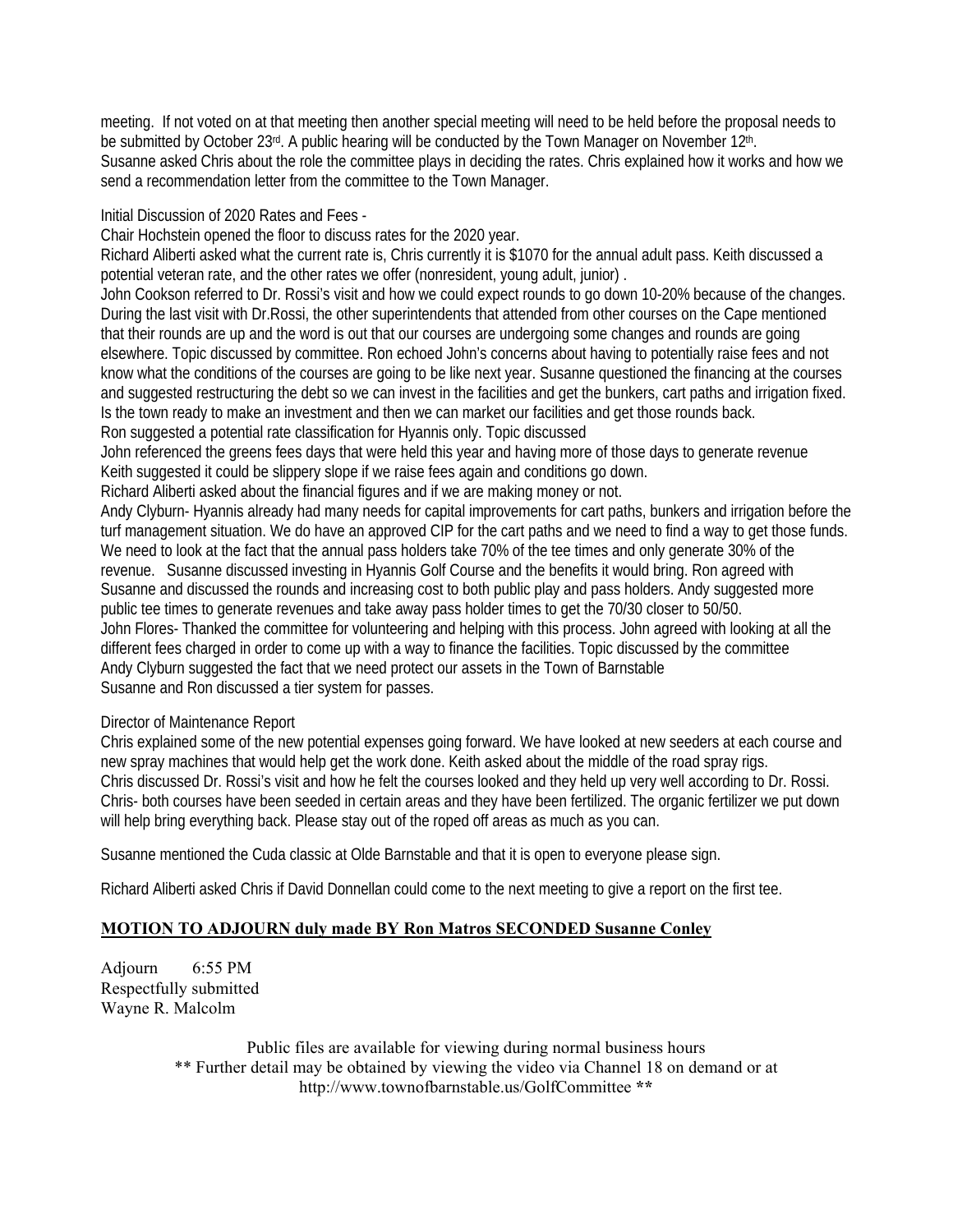meeting. If not voted on at that meeting then another special meeting will need to be held before the proposal needs to be submitted by October 23rd. A public hearing will be conducted by the Town Manager on November 12th.
Susanne asked Chris about the role the committee plays in deciding the rates. Chris explained how it works and how we send a recommendation letter from the committee to the Town Manager.

Initial Discussion of 2020 Rates and Fees -
Chair Hochstein opened the floor to discuss rates for the 2020 year.
Richard Aliberti asked what the current rate is, Chris currently it is $1070 for the annual adult pass. Keith discussed a potential veteran rate, and the other rates we offer (nonresident, young adult, junior) .
John Cookson referred to Dr. Rossi's visit and how we could expect rounds to go down 10-20% because of the changes. During the last visit with Dr.Rossi, the other superintendents that attended from other courses on the Cape mentioned that their rounds are up and the word is out that our courses are undergoing some changes and rounds are going elsewhere. Topic discussed by committee. Ron echoed John's concerns about having to potentially raise fees and not know what the conditions of the courses are going to be like next year. Susanne questioned the financing at the courses and suggested restructuring the debt so we can invest in the facilities and get the bunkers, cart paths and irrigation fixed. Is the town ready to make an investment and then we can market our facilities and get those rounds back.
Ron suggested a potential rate classification for Hyannis only. Topic discussed
John referenced the greens fees days that were held this year and having more of those days to generate revenue
Keith suggested it could be slippery slope if we raise fees again and conditions go down.
Richard Aliberti asked about the financial figures and if we are making money or not.
Andy Clyburn- Hyannis already had many needs for capital improvements for cart paths, bunkers and irrigation before the turf management situation. We do have an approved CIP for the cart paths and we need to find a way to get those funds. We need to look at the fact that the annual pass holders take 70% of the tee times and only generate 30% of the revenue. Susanne discussed investing in Hyannis Golf Course and the benefits it would bring. Ron agreed with Susanne and discussed the rounds and increasing cost to both public play and pass holders. Andy suggested more public tee times to generate revenues and take away pass holder times to get the 70/30 closer to 50/50.
John Flores- Thanked the committee for volunteering and helping with this process. John agreed with looking at all the different fees charged in order to come up with a way to finance the facilities. Topic discussed by the committee
Andy Clyburn suggested the fact that we need protect our assets in the Town of Barnstable
Susanne and Ron discussed a tier system for passes.

Director of Maintenance Report
Chris explained some of the new potential expenses going forward. We have looked at new seeders at each course and new spray machines that would help get the work done. Keith asked about the middle of the road spray rigs.
Chris discussed Dr. Rossi's visit and how he felt the courses looked and they held up very well according to Dr. Rossi.
Chris- both courses have been seeded in certain areas and they have been fertilized. The organic fertilizer we put down will help bring everything back. Please stay out of the roped off areas as much as you can.

Susanne mentioned the Cuda classic at Olde Barnstable and that it is open to everyone please sign.

Richard Aliberti asked Chris if David Donnellan could come to the next meeting to give a report on the first tee.

**MOTION TO ADJOURN duly made BY Ron Matros SECONDED Susanne Conley**

Adjourn 6:55 PM
Respectfully submitted
Wayne R. Malcolm

Public files are available for viewing during normal business hours
** Further detail may be obtained by viewing the video via Channel 18 on demand or at http://www.townofbarnstable.us/GolfCommittee **